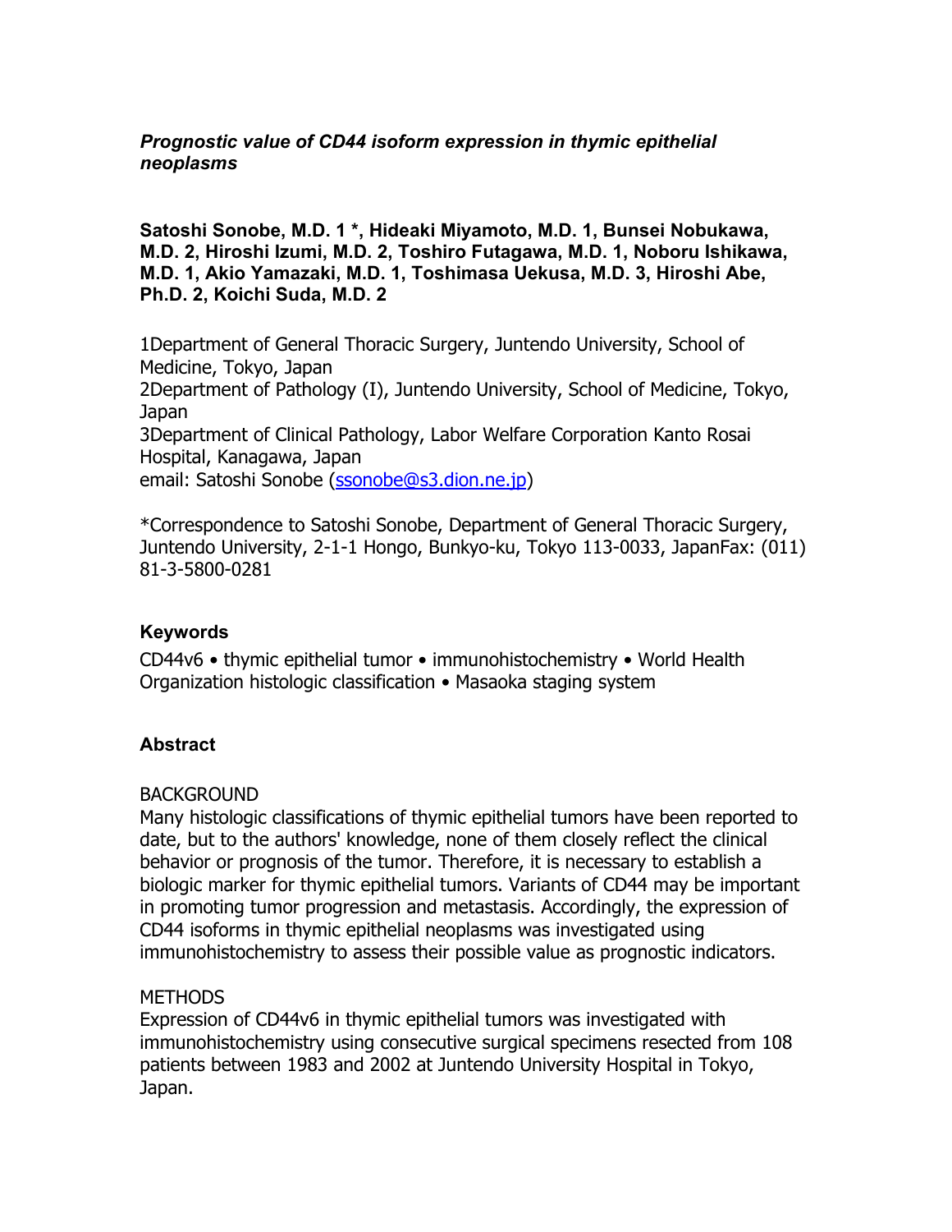*Prognostic value of CD44 isoform expression in thymic epithelial neoplasms*

**Satoshi Sonobe, M.D. 1 *, Hideaki Miyamoto, M.D. 1, Bunsei Nobukawa, M.D. 2, Hiroshi Izumi, M.D. 2, Toshiro Futagawa, M.D. 1, Noboru Ishikawa, M.D. 1, Akio Yamazaki, M.D. 1, Toshimasa Uekusa, M.D. 3, Hiroshi Abe, Ph.D. 2, Koichi Suda, M.D. 2**

1Department of General Thoracic Surgery, Juntendo University, School of Medicine, Tokyo, Japan
2Department of Pathology (I), Juntendo University, School of Medicine, Tokyo, Japan
3Department of Clinical Pathology, Labor Welfare Corporation Kanto Rosai Hospital, Kanagawa, Japan
email: Satoshi Sonobe (ssonobe@s3.dion.ne.jp)

*Correspondence to Satoshi Sonobe, Department of General Thoracic Surgery, Juntendo University, 2-1-1 Hongo, Bunkyo-ku, Tokyo 113-0033, JapanFax: (011) 81-3-5800-0281

### Keywords

CD44v6 • thymic epithelial tumor • immunohistochemistry • World Health Organization histologic classification • Masaoka staging system

### Abstract

BACKGROUND
Many histologic classifications of thymic epithelial tumors have been reported to date, but to the authors' knowledge, none of them closely reflect the clinical behavior or prognosis of the tumor. Therefore, it is necessary to establish a biologic marker for thymic epithelial tumors. Variants of CD44 may be important in promoting tumor progression and metastasis. Accordingly, the expression of CD44 isoforms in thymic epithelial neoplasms was investigated using immunohistochemistry to assess their possible value as prognostic indicators.

METHODS
Expression of CD44v6 in thymic epithelial tumors was investigated with immunohistochemistry using consecutive surgical specimens resected from 108 patients between 1983 and 2002 at Juntendo University Hospital in Tokyo, Japan.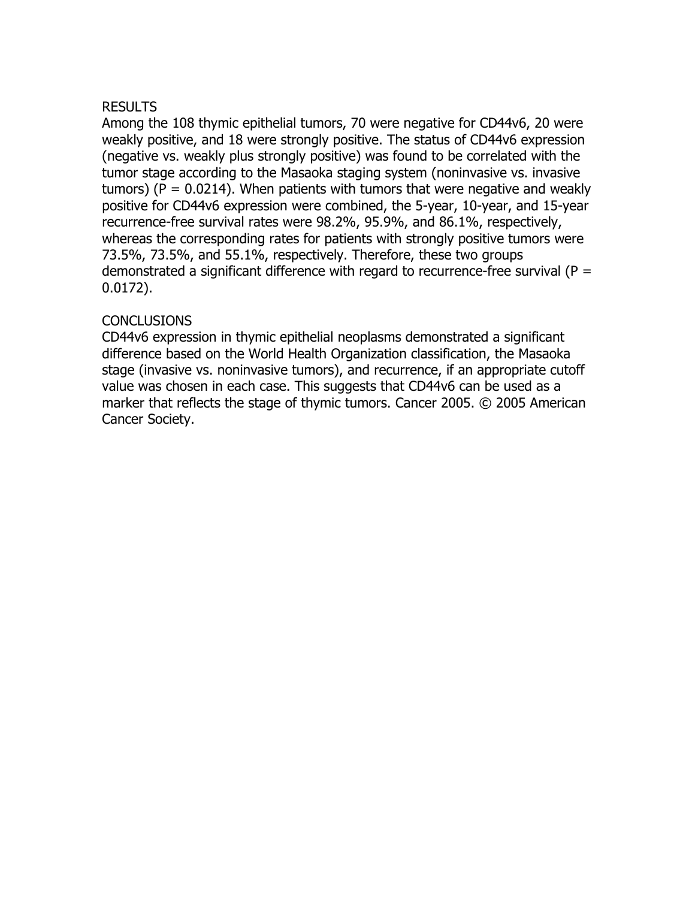## RESULTS

Among the 108 thymic epithelial tumors, 70 were negative for CD44v6, 20 were weakly positive, and 18 were strongly positive. The status of CD44v6 expression (negative vs. weakly plus strongly positive) was found to be correlated with the tumor stage according to the Masaoka staging system (noninvasive vs. invasive tumors) ($P = 0.0214$). When patients with tumors that were negative and weakly positive for CD44v6 expression were combined, the 5-year, 10-year, and 15-year recurrence-free survival rates were 98.2%, 95.9%, and 86.1%, respectively, whereas the corresponding rates for patients with strongly positive tumors were 73.5%, 73.5%, and 55.1%, respectively. Therefore, these two groups demonstrated a significant difference with regard to recurrence-free survival ($P = 0.0172$).

## CONCLUSIONS

CD44v6 expression in thymic epithelial neoplasms demonstrated a significant difference based on the World Health Organization classification, the Masaoka stage (invasive vs. noninvasive tumors), and recurrence, if an appropriate cutoff value was chosen in each case. This suggests that CD44v6 can be used as a marker that reflects the stage of thymic tumors. Cancer 2005. © 2005 American Cancer Society.